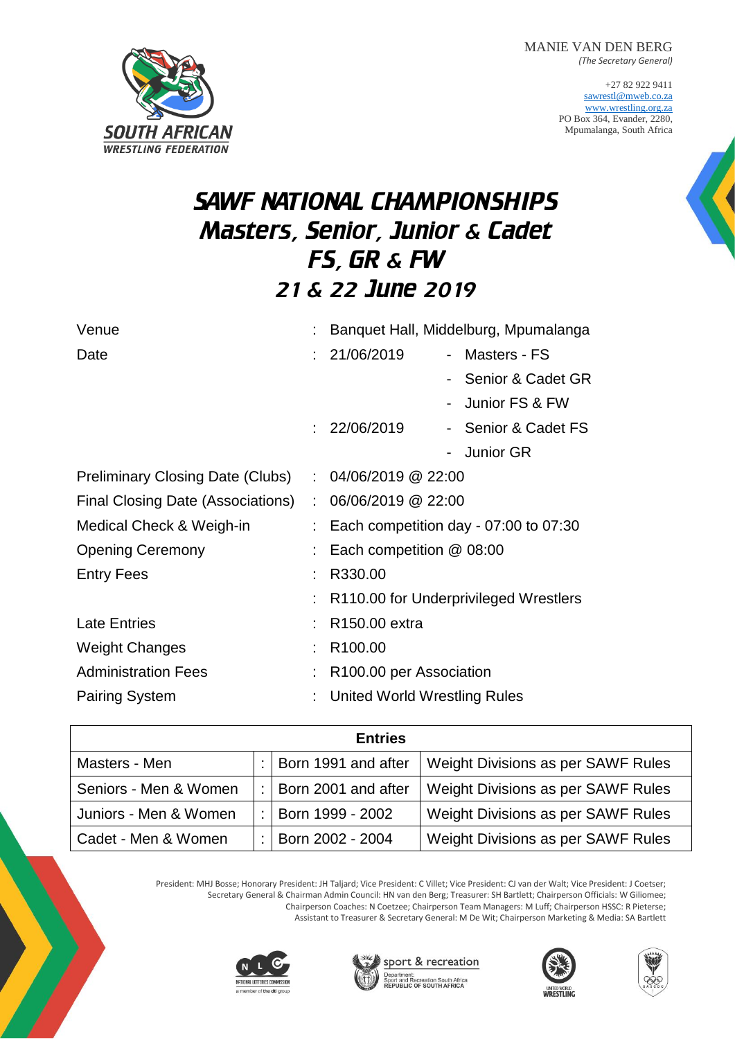SOUTH AFRICAN
WRESTLING FEDERATION

MANIE VAN DEN BERG
*(The Secretary General)*

+27 82 922 9411
sawrestl@mweb.co.za
www.wrestling.org.za
PO Box 364, Evander, 2280,
Mpumalanga, South Africa

# SAWF NATIONAL CHAMPIONSHIPS
## Masters, Senior, Junior & Cadet
## FS, GR & FW
## 21 & 22 June 2019

| | | | |
|---|---|---|---|
| Venue | : | Banquet Hall, Middelburg, Mpumalanga | |
| Date | : | 21/06/2019 | - Masters - FS |
| | | | - Senior & Cadet GR |
| | | | - Junior FS & FW |
| | : | 22/06/2019 | - Senior & Cadet FS |
| | | | - Junior GR |
| Preliminary Closing Date (Clubs) | : | 04/06/2019 @ 22:00 | |
| Final Closing Date (Associations) | : | 06/06/2019 @ 22:00 | |
| Medical Check & Weigh-in | : | Each competition day - 07:00 to 07:30 | |
| Opening Ceremony | : | Each competition @ 08:00 | |
| Entry Fees | : | R330.00 | |
| | : | R110.00 for Underprivileged Wrestlers | |
| Late Entries | : | R150.00 extra | |
| Weight Changes | : | R100.00 | |
| Administration Fees | : | R100.00 per Association | |
| Pairing System | : | United World Wrestling Rules | |

| **Entries** | | | |
|---|---|---|---|
| Masters - Men | : | Born 1991 and after | Weight Divisions as per SAWF Rules |
| Seniors - Men & Women | : | Born 2001 and after | Weight Divisions as per SAWF Rules |
| Juniors - Men & Women | : | Born 1999 - 2002 | Weight Divisions as per SAWF Rules |
| Cadet - Men & Women | : | Born 2002 - 2004 | Weight Divisions as per SAWF Rules |

President: MHJ Bosse; Honorary President: JH Taljard; Vice President: C Villet; Vice President: CJ van der Walt; Vice President: J Coetser; Secretary General & Chairman Admin Council: HN van den Berg; Treasurer: SH Bartlett; Chairperson Officials: W Giliomee; Chairperson Coaches: N Coetzee; Chairperson Team Managers: M Luff; Chairperson HSSC: R Pieterse; Assistant to Treasurer & Secretary General: M De Wit; Chairperson Marketing & Media: SA Bartlett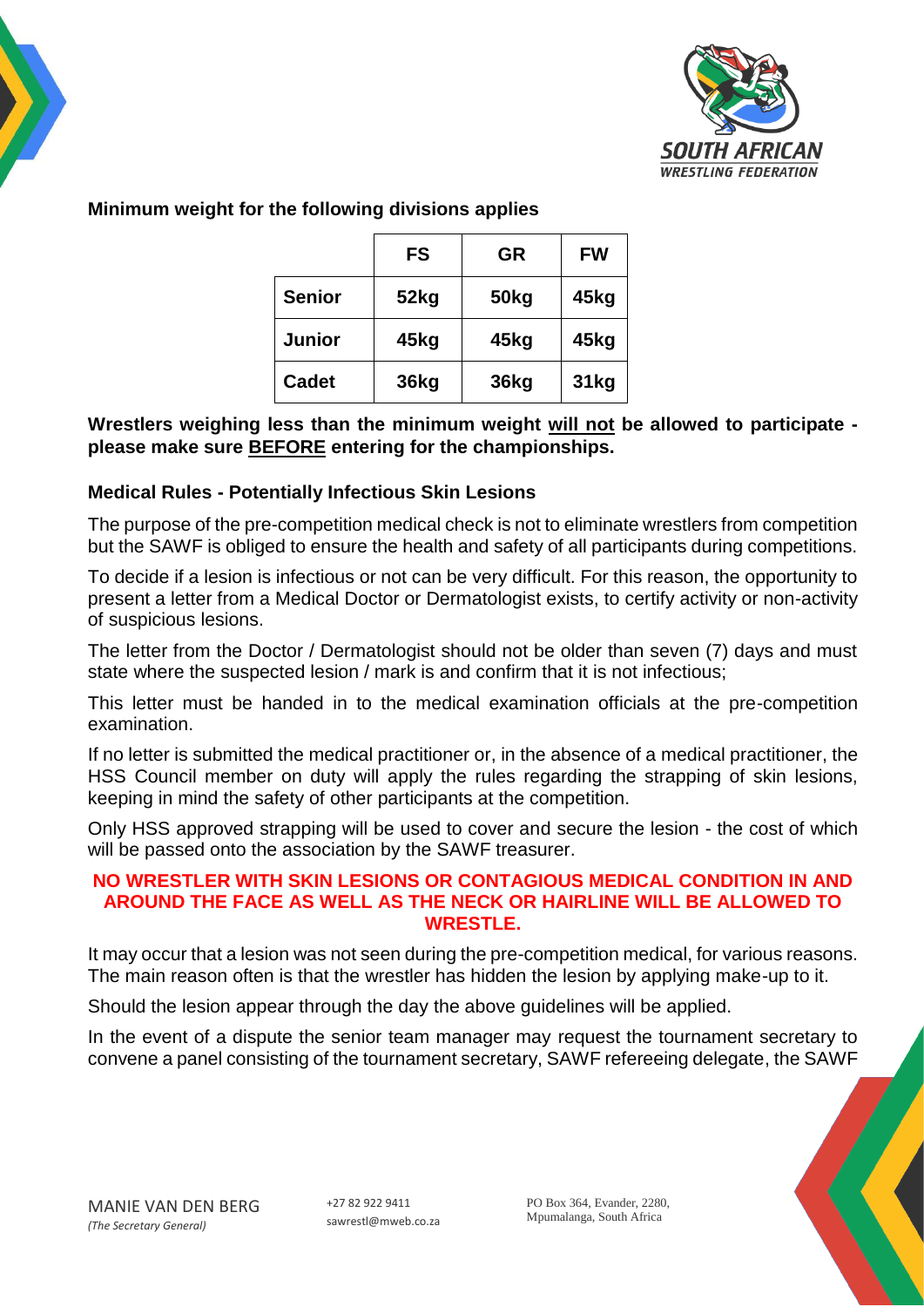**Minimum weight for the following divisions applies**

| | FS | GR | FW |
|---|---|---|---|
| **Senior** | 52kg | 50kg | 45kg |
| **Junior** | 45kg | 45kg | 45kg |
| **Cadet** | 36kg | 36kg | 31kg |

**Wrestlers weighing less than the minimum weight will not be allowed to participate - please make sure BEFORE entering for the championships.**

### Medical Rules - Potentially Infectious Skin Lesions

The purpose of the pre-competition medical check is not to eliminate wrestlers from competition but the SAWF is obliged to ensure the health and safety of all participants during competitions.

To decide if a lesion is infectious or not can be very difficult. For this reason, the opportunity to present a letter from a Medical Doctor or Dermatologist exists, to certify activity or non-activity of suspicious lesions.

The letter from the Doctor / Dermatologist should not be older than seven (7) days and must state where the suspected lesion / mark is and confirm that it is not infectious;

This letter must be handed in to the medical examination officials at the pre-competition examination.

If no letter is submitted the medical practitioner or, in the absence of a medical practitioner, the HSS Council member on duty will apply the rules regarding the strapping of skin lesions, keeping in mind the safety of other participants at the competition.

Only HSS approved strapping will be used to cover and secure the lesion - the cost of which will be passed onto the association by the SAWF treasurer.

**NO WRESTLER WITH SKIN LESIONS OR CONTAGIOUS MEDICAL CONDITION IN AND AROUND THE FACE AS WELL AS THE NECK OR HAIRLINE WILL BE ALLOWED TO WRESTLE.**

It may occur that a lesion was not seen during the pre-competition medical, for various reasons. The main reason often is that the wrestler has hidden the lesion by applying make-up to it.

Should the lesion appear through the day the above guidelines will be applied.

In the event of a dispute the senior team manager may request the tournament secretary to convene a panel consisting of the tournament secretary, SAWF refereeing delegate, the SAWF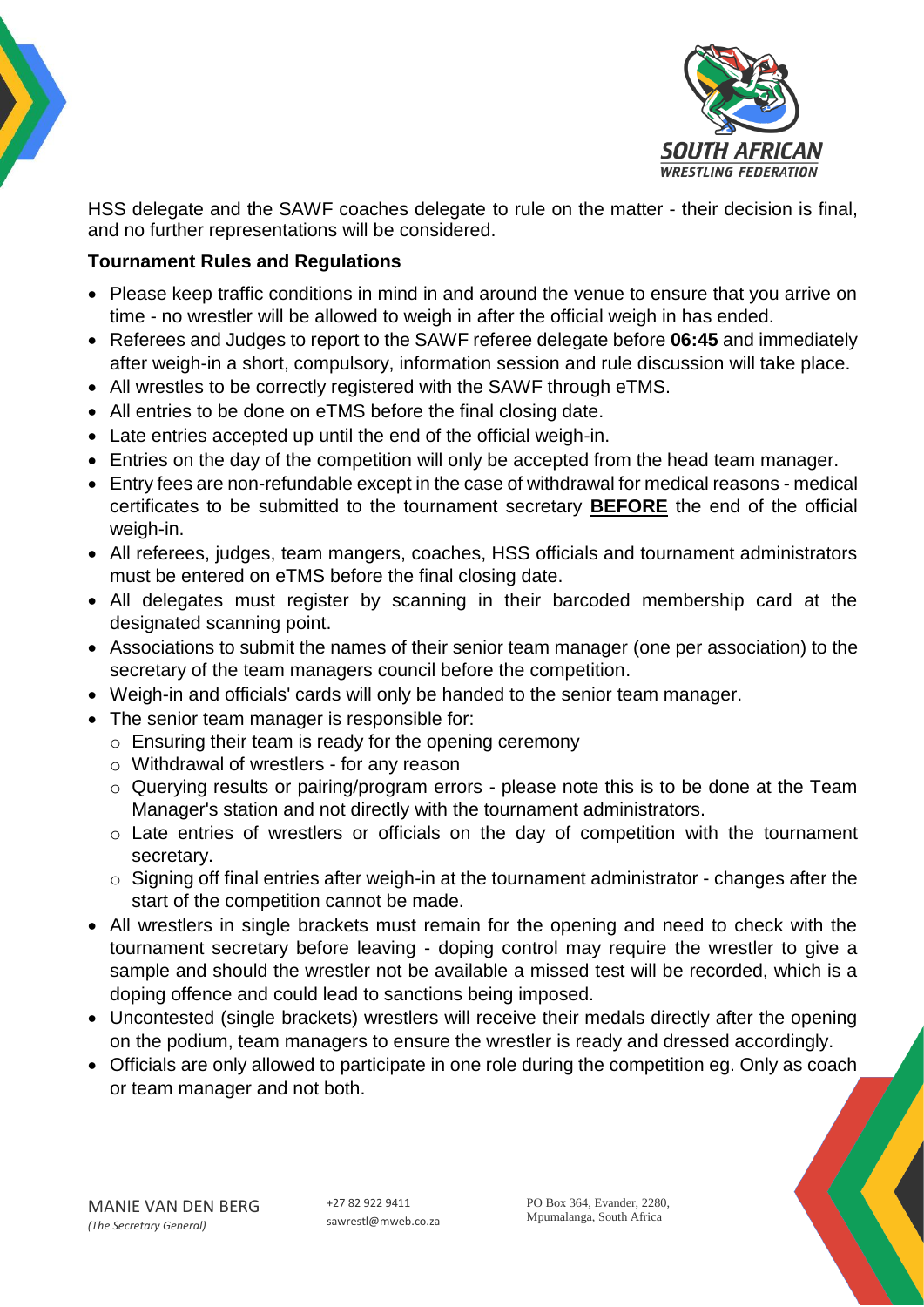HSS delegate and the SAWF coaches delegate to rule on the matter - their decision is final, and no further representations will be considered.

**Tournament Rules and Regulations**

- Please keep traffic conditions in mind in and around the venue to ensure that you arrive on time - no wrestler will be allowed to weigh in after the official weigh in has ended.
- Referees and Judges to report to the SAWF referee delegate before **06:45** and immediately after weigh-in a short, compulsory, information session and rule discussion will take place.
- All wrestles to be correctly registered with the SAWF through eTMS.
- All entries to be done on eTMS before the final closing date.
- Late entries accepted up until the end of the official weigh-in.
- Entries on the day of the competition will only be accepted from the head team manager.
- Entry fees are non-refundable except in the case of withdrawal for medical reasons - medical certificates to be submitted to the tournament secretary <u>**BEFORE**</u> the end of the official weigh-in.
- All referees, judges, team mangers, coaches, HSS officials and tournament administrators must be entered on eTMS before the final closing date.
- All delegates must register by scanning in their barcoded membership card at the designated scanning point.
- Associations to submit the names of their senior team manager (one per association) to the secretary of the team managers council before the competition.
- Weigh-in and officials' cards will only be handed to the senior team manager.
- The senior team manager is responsible for:
  - Ensuring their team is ready for the opening ceremony
  - Withdrawal of wrestlers - for any reason
  - Querying results or pairing/program errors - please note this is to be done at the Team Manager's station and not directly with the tournament administrators.
  - Late entries of wrestlers or officials on the day of competition with the tournament secretary.
  - Signing off final entries after weigh-in at the tournament administrator - changes after the start of the competition cannot be made.
- All wrestlers in single brackets must remain for the opening and need to check with the tournament secretary before leaving - doping control may require the wrestler to give a sample and should the wrestler not be available a missed test will be recorded, which is a doping offence and could lead to sanctions being imposed.
- Uncontested (single brackets) wrestlers will receive their medals directly after the opening on the podium, team managers to ensure the wrestler is ready and dressed accordingly.
- Officials are only allowed to participate in one role during the competition eg. Only as coach or team manager and not both.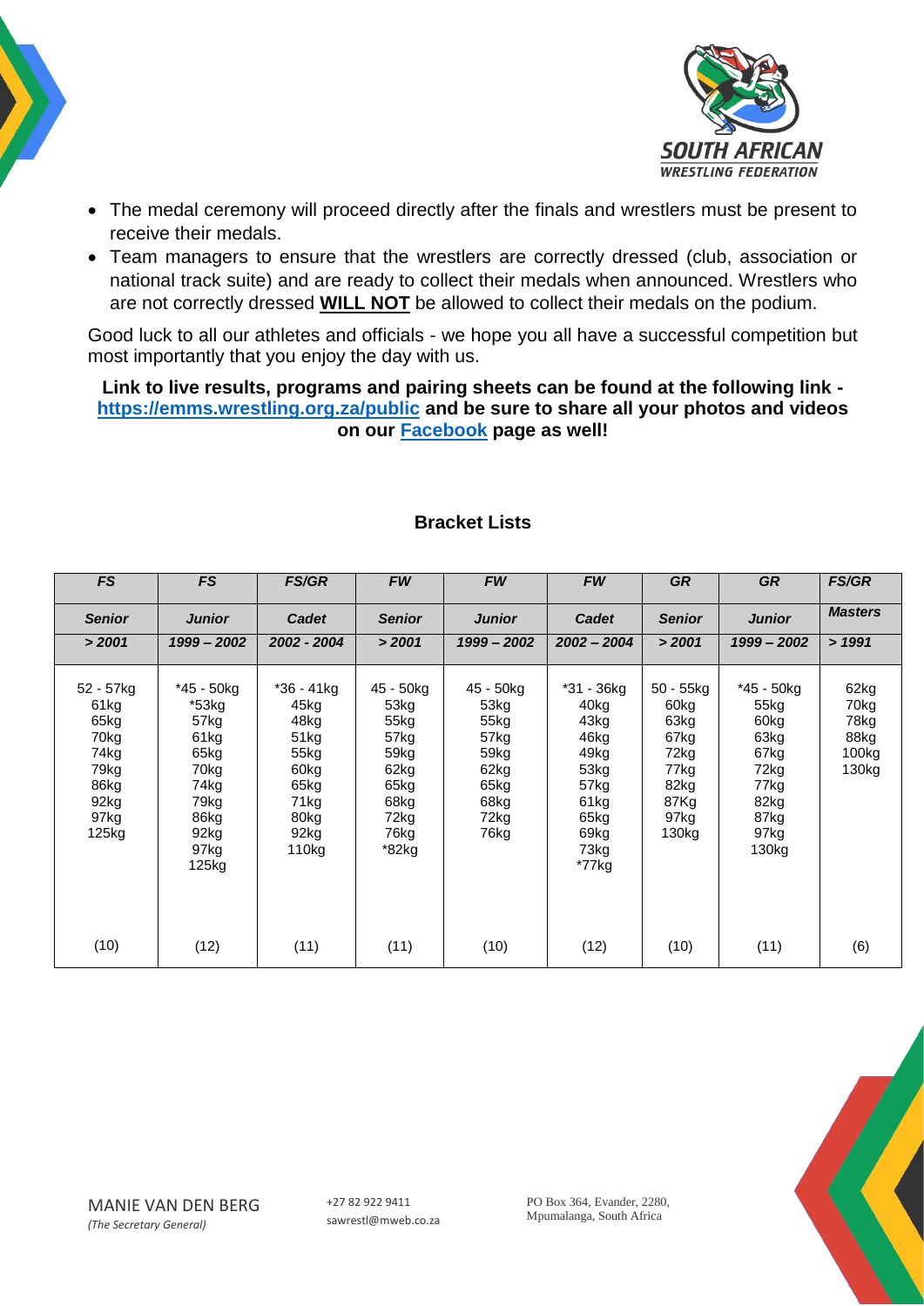- The medal ceremony will proceed directly after the finals and wrestlers must be present to receive their medals.
- Team managers to ensure that the wrestlers are correctly dressed (club, association or national track suite) and are ready to collect their medals when announced. Wrestlers who are not correctly dressed **WILL NOT** be allowed to collect their medals on the podium.

Good luck to all our athletes and officials - we hope you all have a successful competition but most importantly that you enjoy the day with us.

**Link to live results, programs and pairing sheets can be found at the following link - [https://emms.wrestling.org.za/public](https://emms.wrestling.org.za/public) and be sure to share all your photos and videos on our [Facebook](#) page as well!**

## Bracket Lists

| *FS* | *FS* | *FS/GR* | *FW* | *FW* | *FW* | *GR* | *GR* | *FS/GR* |
|---|---|---|---|---|---|---|---|---|
| ***Senior*** | ***Junior*** | ***Cadet*** | ***Senior*** | ***Junior*** | ***Cadet*** | ***Senior*** | ***Junior*** | ***Masters*** |
| ***> 2001*** | ***1999 – 2002*** | ***2002 - 2004*** | ***> 2001*** | ***1999 – 2002*** | ***2002 – 2004*** | ***> 2001*** | ***1999 – 2002*** | ***> 1991*** |
| 52 - 57kg<br>61kg<br>65kg<br>70kg<br>74kg<br>79kg<br>86kg<br>92kg<br>97kg<br>125kg | *45 - 50kg<br>*53kg<br>57kg<br>61kg<br>65kg<br>70kg<br>74kg<br>79kg<br>86kg<br>92kg<br>97kg<br>125kg | *36 - 41kg<br>45kg<br>48kg<br>51kg<br>55kg<br>60kg<br>65kg<br>71kg<br>80kg<br>92kg<br>110kg | 45 - 50kg<br>53kg<br>55kg<br>57kg<br>59kg<br>62kg<br>65kg<br>68kg<br>72kg<br>76kg<br>*82kg | 45 - 50kg<br>53kg<br>55kg<br>57kg<br>59kg<br>62kg<br>65kg<br>68kg<br>72kg<br>76kg | *31 - 36kg<br>40kg<br>43kg<br>46kg<br>49kg<br>53kg<br>57kg<br>61kg<br>65kg<br>69kg<br>73kg<br>*77kg | 50 - 55kg<br>60kg<br>63kg<br>67kg<br>72kg<br>77kg<br>82kg<br>87Kg<br>97kg<br>130kg | *45 - 50kg<br>55kg<br>60kg<br>63kg<br>67kg<br>72kg<br>77kg<br>82kg<br>87kg<br>97kg<br>130kg | 62kg<br>70kg<br>78kg<br>88kg<br>100kg<br>130kg |
| (10) | (12) | (11) | (11) | (10) | (12) | (10) | (11) | (6) |

MANIE VAN DEN BERG
*(The Secretary General)*

+27 82 922 9411
sawrestl@mweb.co.za

PO Box 364, Evander, 2280,
Mpumalanga, South Africa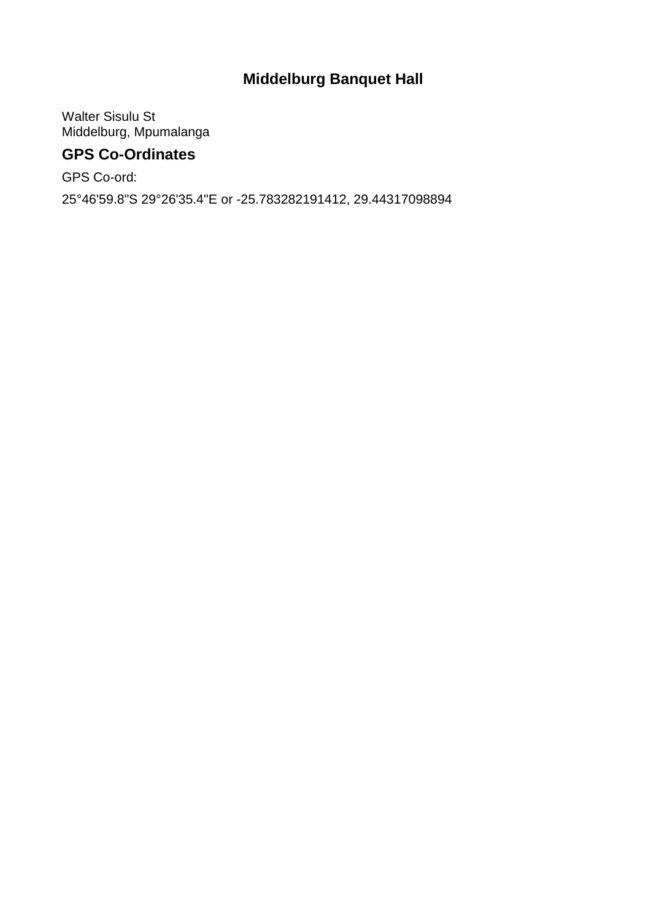# Middelburg Banquet Hall

Walter Sisulu St
Middelburg, Mpumalanga

## GPS Co-Ordinates

GPS Co-ord:

25°46'59.8"S 29°26'35.4"E or -25.783282191412, 29.44317098894